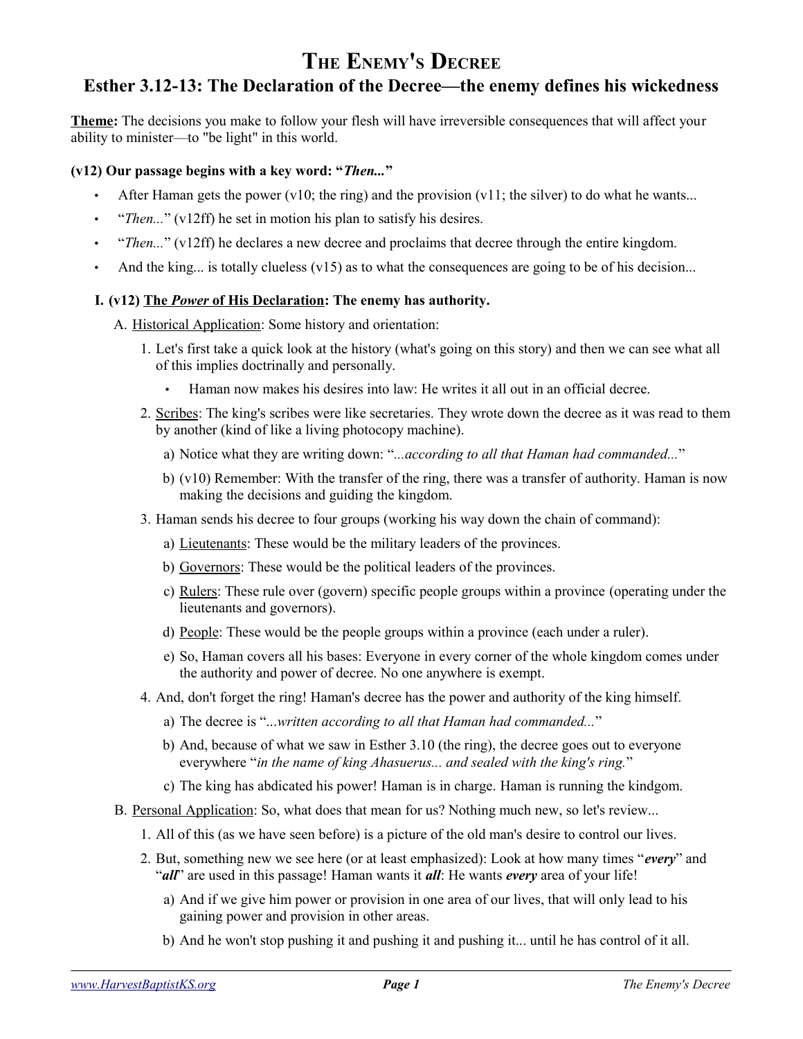# The Enemy's Decree

## Esther 3.12-13: The Declaration of the Decree—the enemy defines his wickedness

**<u>Theme</u>:** The decisions you make to follow your flesh will have irreversible consequences that will affect your ability to minister—to "be light" in this world.

**(v12) Our passage begins with a key word: "*Then...*"**

- After Haman gets the power (v10; the ring) and the provision (v11; the silver) to do what he wants...
- "*Then...*" (v12ff) he set in motion his plan to satisfy his desires.
- "*Then...*" (v12ff) he declares a new decree and proclaims that decree through the entire kingdom.
- And the king... is totally clueless (v15) as to what the consequences are going to be of his decision...

**I. (v12) <u>The *Power* of His Declaration</u>: The enemy has authority.**

A. <u>Historical Application</u>: Some history and orientation:

1. Let's first take a quick look at the history (what's going on this story) and then we can see what all of this implies doctrinally and personally.
   - Haman now makes his desires into law: He writes it all out in an official decree.
2. <u>Scribes</u>: The king's scribes were like secretaries. They wrote down the decree as it was read to them by another (kind of like a living photocopy machine).
   a) Notice what they are writing down: "*...according to all that Haman had commanded...*"
   b) (v10) Remember: With the transfer of the ring, there was a transfer of authority. Haman is now making the decisions and guiding the kingdom.
3. Haman sends his decree to four groups (working his way down the chain of command):
   a) <u>Lieutenants</u>: These would be the military leaders of the provinces.
   b) <u>Governors</u>: These would be the political leaders of the provinces.
   c) <u>Rulers</u>: These rule over (govern) specific people groups within a province (operating under the lieutenants and governors).
   d) <u>People</u>: These would be the people groups within a province (each under a ruler).
   e) So, Haman covers all his bases: Everyone in every corner of the whole kingdom comes under the authority and power of decree. No one anywhere is exempt.
4. And, don't forget the ring! Haman's decree has the power and authority of the king himself.
   a) The decree is "*...written according to all that Haman had commanded...*"
   b) And, because of what we saw in Esther 3.10 (the ring), the decree goes out to everyone everywhere "*in the name of king Ahasuerus... and sealed with the king's ring.*"
   c) The king has abdicated his power! Haman is in charge. Haman is running the kindgom.

B. <u>Personal Application</u>: So, what does that mean for us? Nothing much new, so let's review...

1. All of this (as we have seen before) is a picture of the old man's desire to control our lives.
2. But, something new we see here (or at least emphasized): Look at how many times "***every***" and "***all***" are used in this passage! Haman wants it ***all***: He wants ***every*** area of your life!
   a) And if we give him power or provision in one area of our lives, that will only lead to his gaining power and provision in other areas.
   b) And he won't stop pushing it and pushing it and pushing it... until he has control of it all.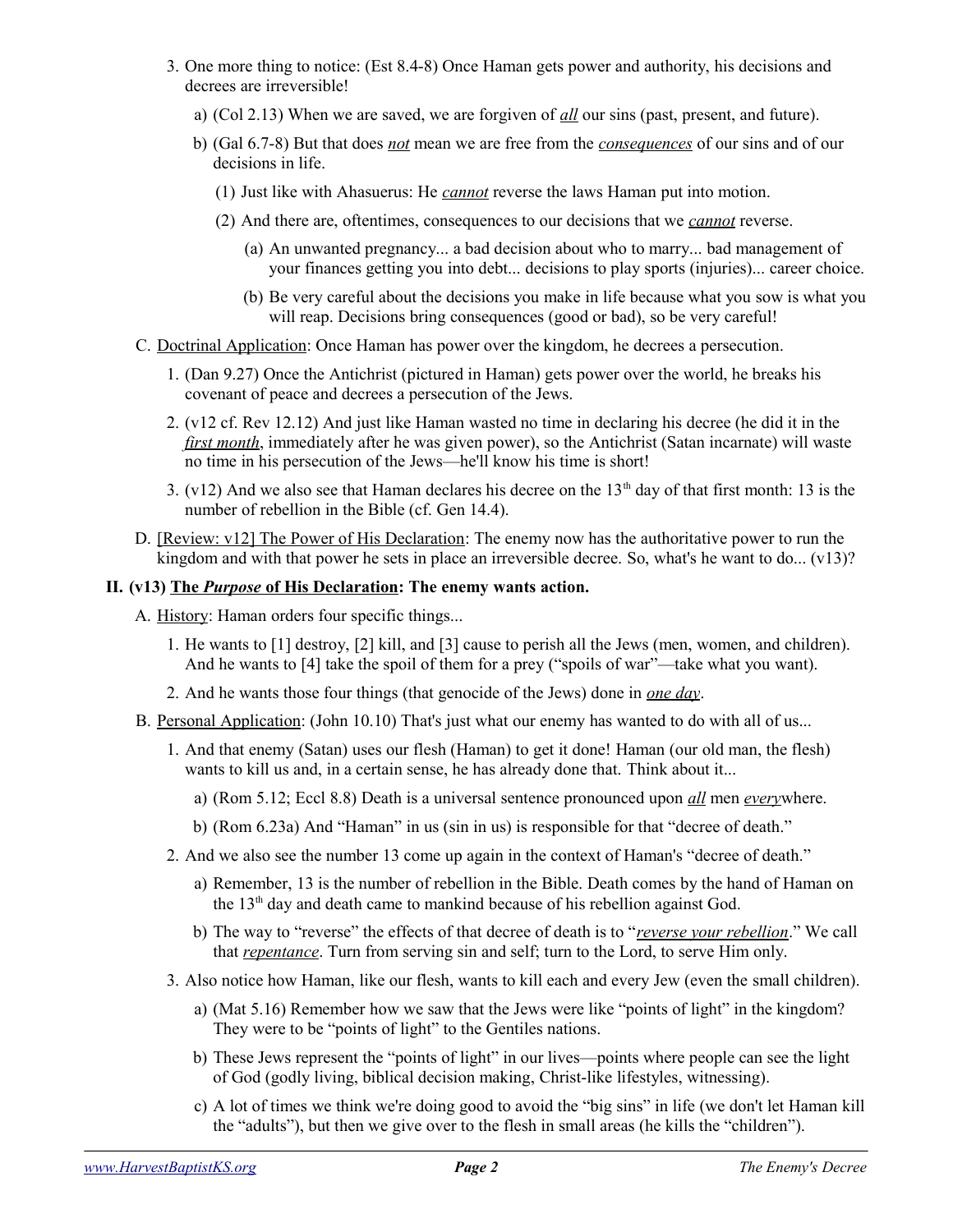3. One more thing to notice: (Est 8.4-8) Once Haman gets power and authority, his decisions and decrees are irreversible!

   a) (Col 2.13) When we are saved, we are forgiven of ***all*** our sins (past, present, and future).

   b) (Gal 6.7-8) But that does ***not*** mean we are free from the ***consequences*** of our sins and of our decisions in life.

      (1) Just like with Ahasuerus: He ***cannot*** reverse the laws Haman put into motion.

      (2) And there are, oftentimes, consequences to our decisions that we ***cannot*** reverse.

         (a) An unwanted pregnancy... a bad decision about who to marry... bad management of your finances getting you into debt... decisions to play sports (injuries)... career choice.

         (b) Be very careful about the decisions you make in life because what you sow is what you will reap. Decisions bring consequences (good or bad), so be very careful!

C. Doctrinal Application: Once Haman has power over the kingdom, he decrees a persecution.

   1. (Dan 9.27) Once the Antichrist (pictured in Haman) gets power over the world, he breaks his covenant of peace and decrees a persecution of the Jews.

   2. (v12 cf. Rev 12.12) And just like Haman wasted no time in declaring his decree (he did it in the ***first month***, immediately after he was given power), so the Antichrist (Satan incarnate) will waste no time in his persecution of the Jews—he'll know his time is short!

   3. (v12) And we also see that Haman declares his decree on the 13th day of that first month: 13 is the number of rebellion in the Bible (cf. Gen 14.4).

D. [Review: v12] The Power of His Declaration: The enemy now has the authoritative power to run the kingdom and with that power he sets in place an irreversible decree. So, what's he want to do... (v13)?

## II. (v13) The *Purpose* of His Declaration: The enemy wants action.

A. History: Haman orders four specific things...

   1. He wants to [1] destroy, [2] kill, and [3] cause to perish all the Jews (men, women, and children). And he wants to [4] take the spoil of them for a prey ("spoils of war"—take what you want).

   2. And he wants those four things (that genocide of the Jews) done in ***one day***.

B. Personal Application: (John 10.10) That's just what our enemy has wanted to do with all of us...

   1. And that enemy (Satan) uses our flesh (Haman) to get it done! Haman (our old man, the flesh) wants to kill us and, in a certain sense, he has already done that. Think about it...

      a) (Rom 5.12; Eccl 8.8) Death is a universal sentence pronounced upon ***all*** men ***every***where.

      b) (Rom 6.23a) And "Haman" in us (sin in us) is responsible for that "decree of death."

   2. And we also see the number 13 come up again in the context of Haman's "decree of death."

      a) Remember, 13 is the number of rebellion in the Bible. Death comes by the hand of Haman on the 13th day and death came to mankind because of his rebellion against God.

      b) The way to "reverse" the effects of that decree of death is to "***reverse your rebellion***." We call that ***repentance***. Turn from serving sin and self; turn to the Lord, to serve Him only.

   3. Also notice how Haman, like our flesh, wants to kill each and every Jew (even the small children).

      a) (Mat 5.16) Remember how we saw that the Jews were like "points of light" in the kingdom? They were to be "points of light" to the Gentiles nations.

      b) These Jews represent the "points of light" in our lives—points where people can see the light of God (godly living, biblical decision making, Christ-like lifestyles, witnessing).

      c) A lot of times we think we're doing good to avoid the "big sins" in life (we don't let Haman kill the "adults"), but then we give over to the flesh in small areas (he kills the "children").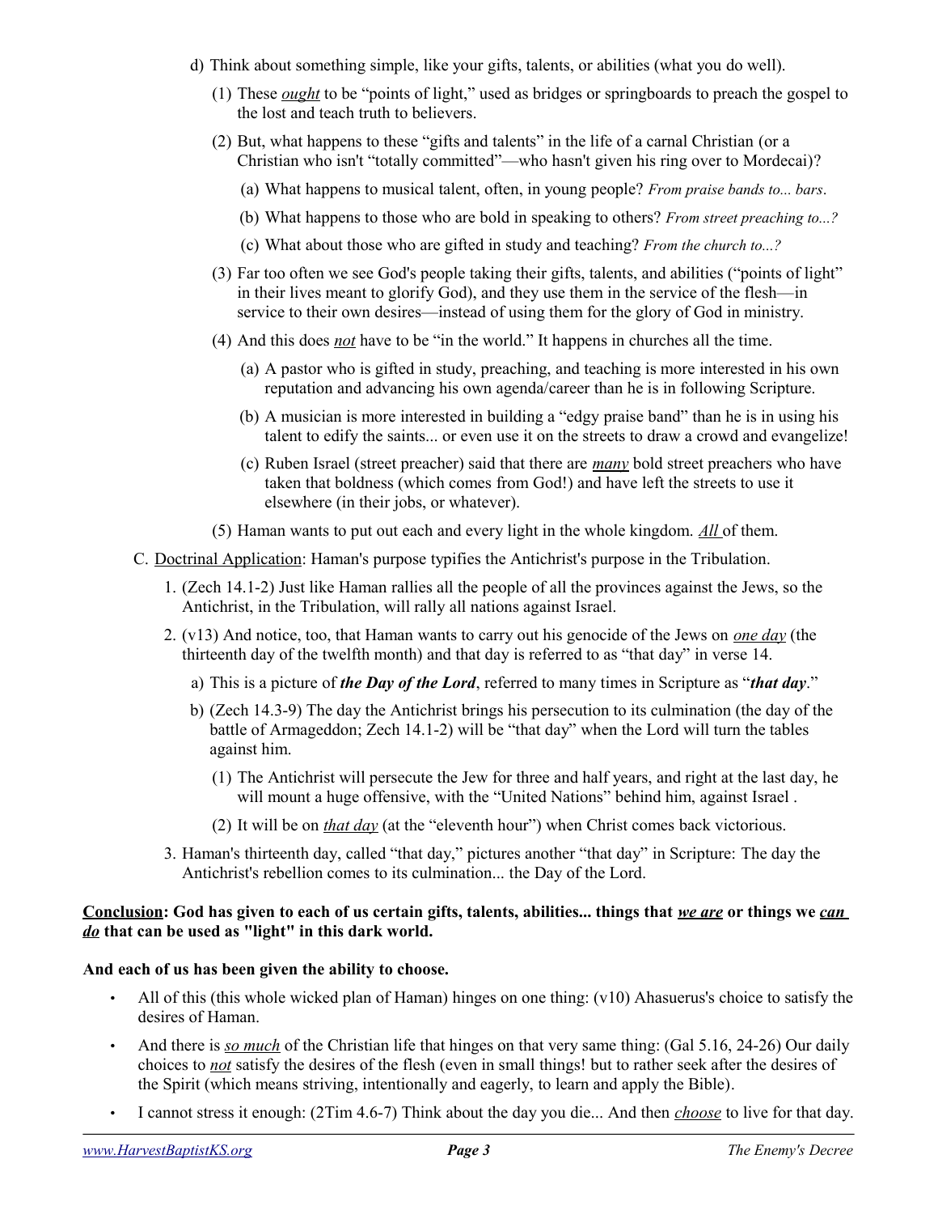d) Think about something simple, like your gifts, talents, or abilities (what you do well).

   (1) These *ought* to be "points of light," used as bridges or springboards to preach the gospel to the lost and teach truth to believers.

   (2) But, what happens to these "gifts and talents" in the life of a carnal Christian (or a Christian who isn't "totally committed"—who hasn't given his ring over to Mordecai)?

      (a) What happens to musical talent, often, in young people? *From praise bands to... bars*.

      (b) What happens to those who are bold in speaking to others? *From street preaching to...?*

      (c) What about those who are gifted in study and teaching? *From the church to...?*

   (3) Far too often we see God's people taking their gifts, talents, and abilities ("points of light" in their lives meant to glorify God), and they use them in the service of the flesh—in service to their own desires—instead of using them for the glory of God in ministry.

   (4) And this does *not* have to be "in the world." It happens in churches all the time.

      (a) A pastor who is gifted in study, preaching, and teaching is more interested in his own reputation and advancing his own agenda/career than he is in following Scripture.

      (b) A musician is more interested in building a "edgy praise band" than he is in using his talent to edify the saints... or even use it on the streets to draw a crowd and evangelize!

      (c) Ruben Israel (street preacher) said that there are *many* bold street preachers who have taken that boldness (which comes from God!) and have left the streets to use it elsewhere (in their jobs, or whatever).

   (5) Haman wants to put out each and every light in the whole kingdom. *All* of them.

C. Doctrinal Application: Haman's purpose typifies the Antichrist's purpose in the Tribulation.

   1. (Zech 14.1-2) Just like Haman rallies all the people of all the provinces against the Jews, so the Antichrist, in the Tribulation, will rally all nations against Israel.

   2. (v13) And notice, too, that Haman wants to carry out his genocide of the Jews on *one day* (the thirteenth day of the twelfth month) and that day is referred to as "that day" in verse 14.

      a) This is a picture of ***the Day of the Lord***, referred to many times in Scripture as "***that day***."

      b) (Zech 14.3-9) The day the Antichrist brings his persecution to its culmination (the day of the battle of Armageddon; Zech 14.1-2) will be "that day" when the Lord will turn the tables against him.

         (1) The Antichrist will persecute the Jew for three and half years, and right at the last day, he will mount a huge offensive, with the "United Nations" behind him, against Israel .

         (2) It will be on *that day* (at the "eleventh hour") when Christ comes back victorious.

   3. Haman's thirteenth day, called "that day," pictures another "that day" in Scripture: The day the Antichrist's rebellion comes to its culmination... the Day of the Lord.

**Conclusion: God has given to each of us certain gifts, talents, abilities... things that *we are* or things we *can do* that can be used as "light" in this dark world.**

**And each of us has been given the ability to choose.**

- All of this (this whole wicked plan of Haman) hinges on one thing: (v10) Ahasuerus's choice to satisfy the desires of Haman.
- And there is *so much* of the Christian life that hinges on that very same thing: (Gal 5.16, 24-26) Our daily choices to *not* satisfy the desires of the flesh (even in small things! but to rather seek after the desires of the Spirit (which means striving, intentionally and eagerly, to learn and apply the Bible).
- I cannot stress it enough: (2Tim 4.6-7) Think about the day you die... And then *choose* to live for that day.